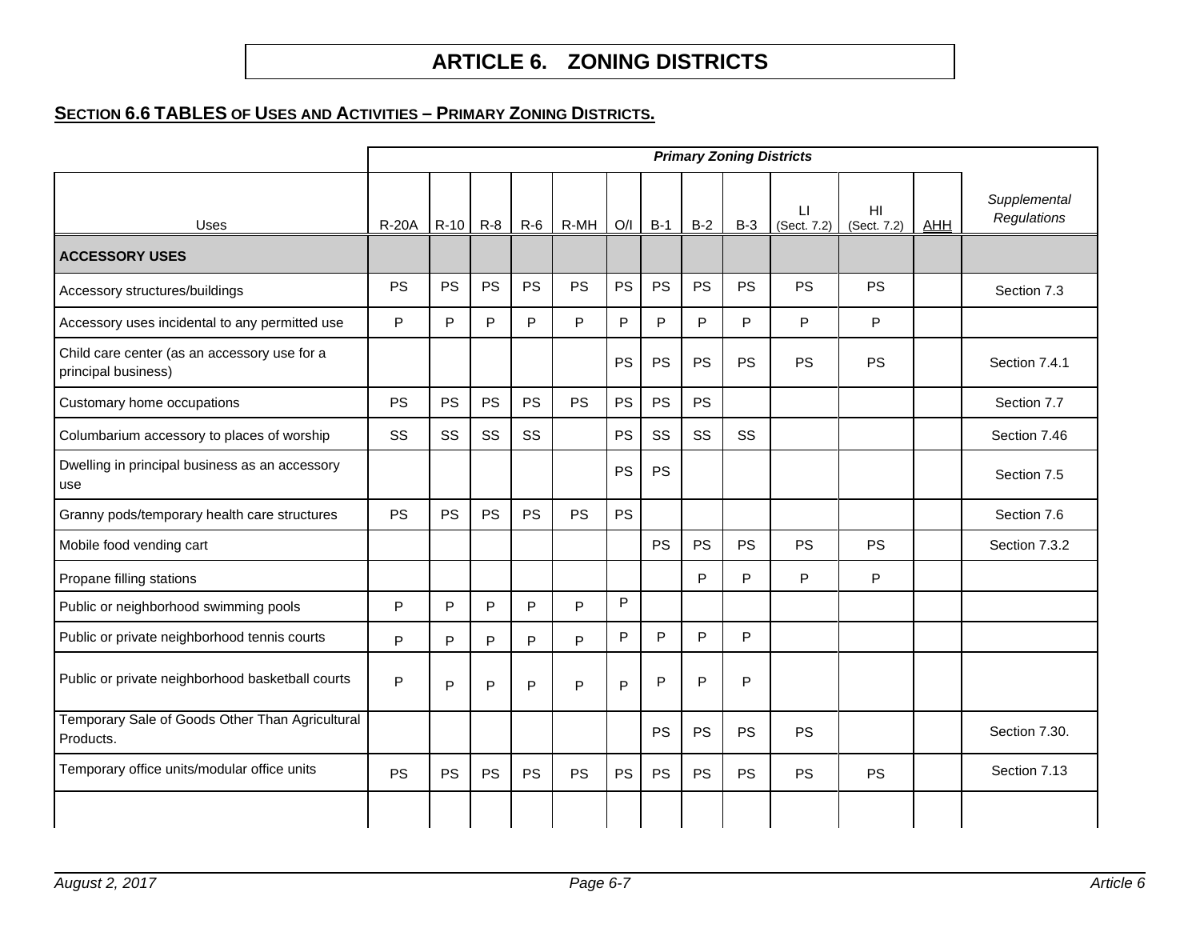# ARTICLE 6. ZONING DISTRICTS

## SECTION 6.6 TABLES OF USES AND ACTIVITIES – PRIMARY ZONING DISTRICTS.

| | *Primary Zoning Districts* | | | | | | | | | | | | |
|---|---|---|---|---|---|---|---|---|---|---|---|---|---|
| Uses | R-20A | R-10 | R-8 | R-6 | R-MH | O/I | B-1 | B-2 | B-3 | LI (Sect. 7.2) | HI (Sect. 7.2) | AHH | *Supplemental Regulations* |
| **ACCESSORY USES** | | | | | | | | | | | | | |
| Accessory structures/buildings | PS | PS | PS | PS | PS | PS | PS | PS | PS | PS | PS | | Section 7.3 |
| Accessory uses incidental to any permitted use | P | P | P | P | P | P | P | P | P | P | P | | |
| Child care center (as an accessory use for a principal business) | | | | | | PS | PS | PS | PS | PS | PS | | Section 7.4.1 |
| Customary home occupations | PS | PS | PS | PS | PS | PS | PS | PS | | | | | Section 7.7 |
| Columbarium accessory to places of worship | SS | SS | SS | SS | | PS | SS | SS | SS | | | | Section 7.46 |
| Dwelling in principal business as an accessory use | | | | | | PS | PS | | | | | | Section 7.5 |
| Granny pods/temporary health care structures | PS | PS | PS | PS | PS | PS | | | | | | | Section 7.6 |
| Mobile food vending cart | | | | | | | PS | PS | PS | PS | PS | | Section 7.3.2 |
| Propane filling stations | | | | | | | | P | P | P | P | | |
| Public or neighborhood swimming pools | P | P | P | P | P | P | | | | | | | |
| Public or private neighborhood tennis courts | P | P | P | P | P | P | P | P | P | | | | |
| Public or private neighborhood basketball courts | P | P | P | P | P | P | P | P | P | | | | |
| Temporary Sale of Goods Other Than Agricultural Products. | | | | | | | PS | PS | PS | PS | | | Section 7.30. |
| Temporary office units/modular office units | PS | PS | PS | PS | PS | PS | PS | PS | PS | PS | PS | | Section 7.13 |
| | | | | | | | | | | | | | |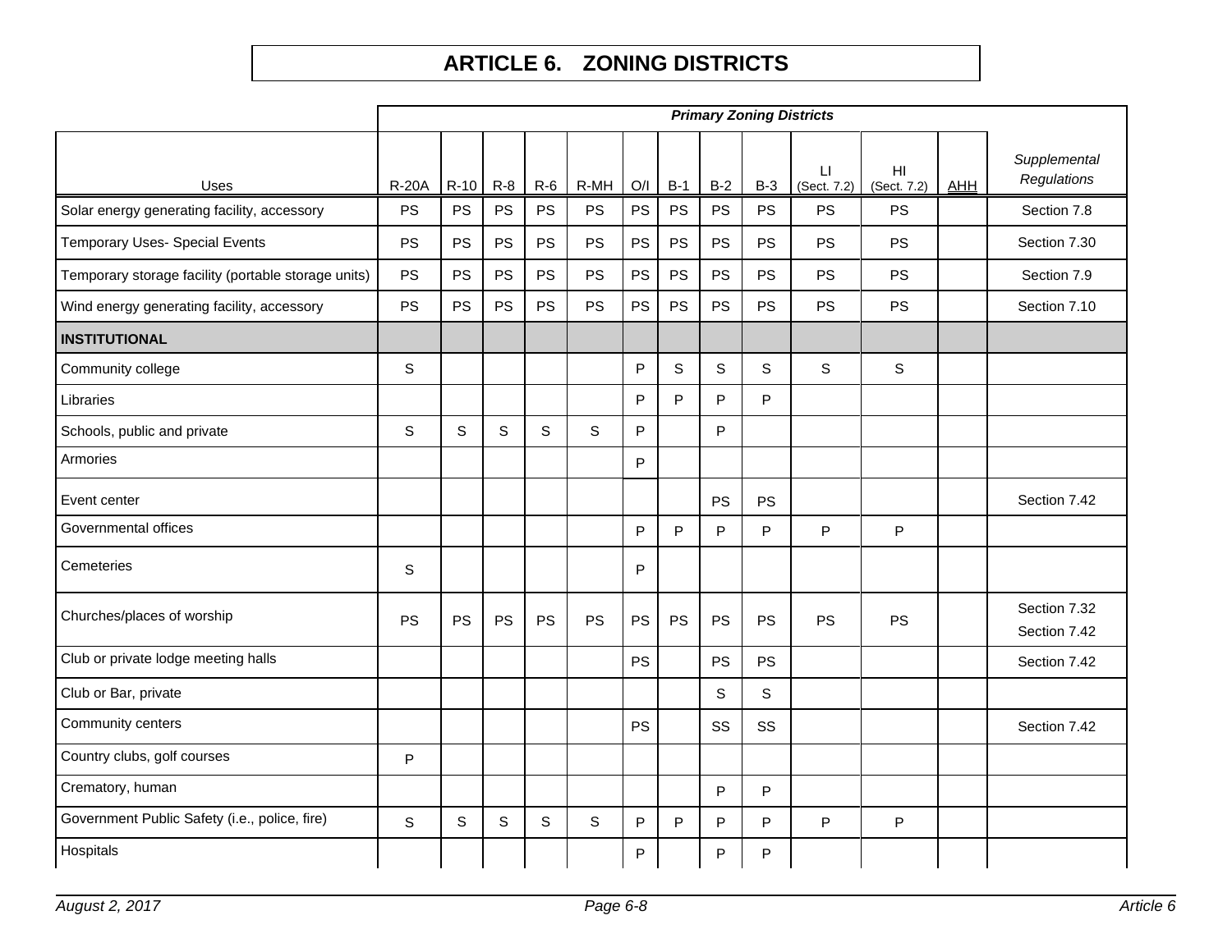# ARTICLE 6. ZONING DISTRICTS

| | Primary Zoning Districts | | | | | | | | | | | | |
|---|---|---|---|---|---|---|---|---|---|---|---|---|---|
| Uses | R-20A | R-10 | R-8 | R-6 | R-MH | O/I | B-1 | B-2 | B-3 | LI (Sect. 7.2) | HI (Sect. 7.2) | AHH | *Supplemental Regulations* |
| Solar energy generating facility, accessory | PS | PS | PS | PS | PS | PS | PS | PS | PS | PS | PS | | Section 7.8 |
| Temporary Uses- Special Events | PS | PS | PS | PS | PS | PS | PS | PS | PS | PS | PS | | Section 7.30 |
| Temporary storage facility (portable storage units) | PS | PS | PS | PS | PS | PS | PS | PS | PS | PS | PS | | Section 7.9 |
| Wind energy generating facility, accessory | PS | PS | PS | PS | PS | PS | PS | PS | PS | PS | PS | | Section 7.10 |
| **INSTITUTIONAL** | | | | | | | | | | | | | |
| Community college | S | | | | | P | S | S | S | S | S | | |
| Libraries | | | | | | P | P | P | P | | | | |
| Schools, public and private | S | S | S | S | S | P | | P | | | | | |
| Armories | | | | | | P | | | | | | | |
| Event center | | | | | | | | PS | PS | | | | Section 7.42 |
| Governmental offices | | | | | | P | P | P | P | P | P | | |
| Cemeteries | S | | | | | P | | | | | | | |
| Churches/places of worship | PS | PS | PS | PS | PS | PS | PS | PS | PS | PS | PS | | Section 7.32<br>Section 7.42 |
| Club or private lodge meeting halls | | | | | | PS | | PS | PS | | | | Section 7.42 |
| Club or Bar, private | | | | | | | | S | S | | | | |
| Community centers | | | | | | PS | | SS | SS | | | | Section 7.42 |
| Country clubs, golf courses | P | | | | | | | | | | | | |
| Crematory, human | | | | | | | | P | P | | | | |
| Government Public Safety (i.e., police, fire) | S | S | S | S | S | P | P | P | P | P | P | | |
| Hospitals | | | | | | P | | P | P | | | | |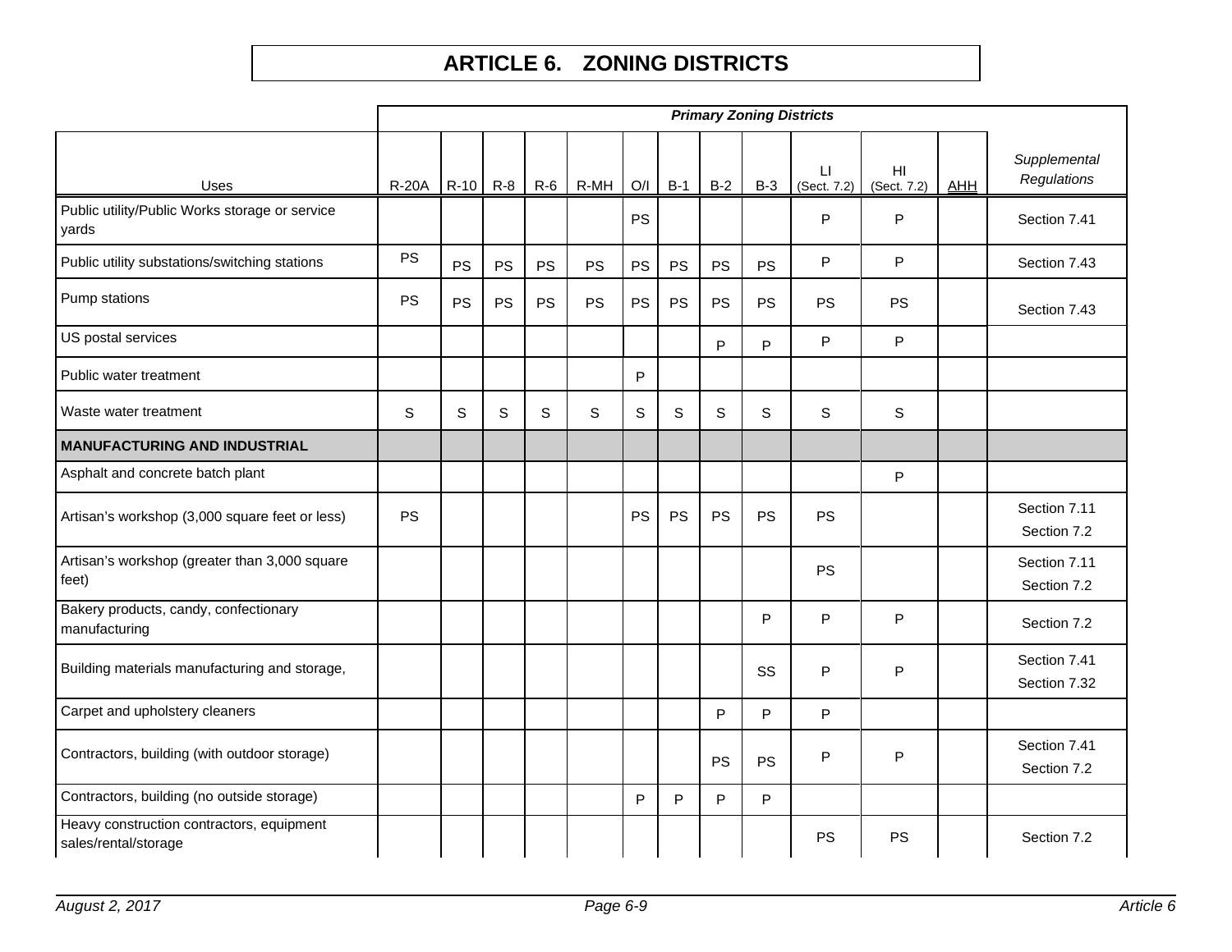# ARTICLE 6. ZONING DISTRICTS

| | Primary Zoning Districts | | | | | | | | | | | | |
|---|---|---|---|---|---|---|---|---|---|---|---|---|---|
| Uses | R-20A | R-10 | R-8 | R-6 | R-MH | O/I | B-1 | B-2 | B-3 | LI (Sect. 7.2) | HI (Sect. 7.2) | AHH | *Supplemental Regulations* |
| Public utility/Public Works storage or service yards | | | | | | PS | | | | P | P | | Section 7.41 |
| Public utility substations/switching stations | PS | PS | PS | PS | PS | PS | PS | PS | PS | P | P | | Section 7.43 |
| Pump stations | PS | PS | PS | PS | PS | PS | PS | PS | PS | PS | PS | | Section 7.43 |
| US postal services | | | | | | | | P | P | P | P | | |
| Public water treatment | | | | | | P | | | | | | | |
| Waste water treatment | S | S | S | S | S | S | S | S | S | S | S | | |
| **MANUFACTURING AND INDUSTRIAL** | | | | | | | | | | | | | |
| Asphalt and concrete batch plant | | | | | | | | | | | P | | |
| Artisan's workshop (3,000 square feet or less) | PS | | | | | PS | PS | PS | PS | PS | | | Section 7.11<br>Section 7.2 |
| Artisan's workshop (greater than 3,000 square feet) | | | | | | | | | | PS | | | Section 7.11<br>Section 7.2 |
| Bakery products, candy, confectionary manufacturing | | | | | | | | | P | P | P | | Section 7.2 |
| Building materials manufacturing and storage, | | | | | | | | | SS | P | P | | Section 7.41<br>Section 7.32 |
| Carpet and upholstery cleaners | | | | | | | | P | P | P | | | |
| Contractors, building (with outdoor storage) | | | | | | | | PS | PS | P | P | | Section 7.41<br>Section 7.2 |
| Contractors, building (no outside storage) | | | | | | P | P | P | P | | | | |
| Heavy construction contractors, equipment sales/rental/storage | | | | | | | | | | PS | PS | | Section 7.2 |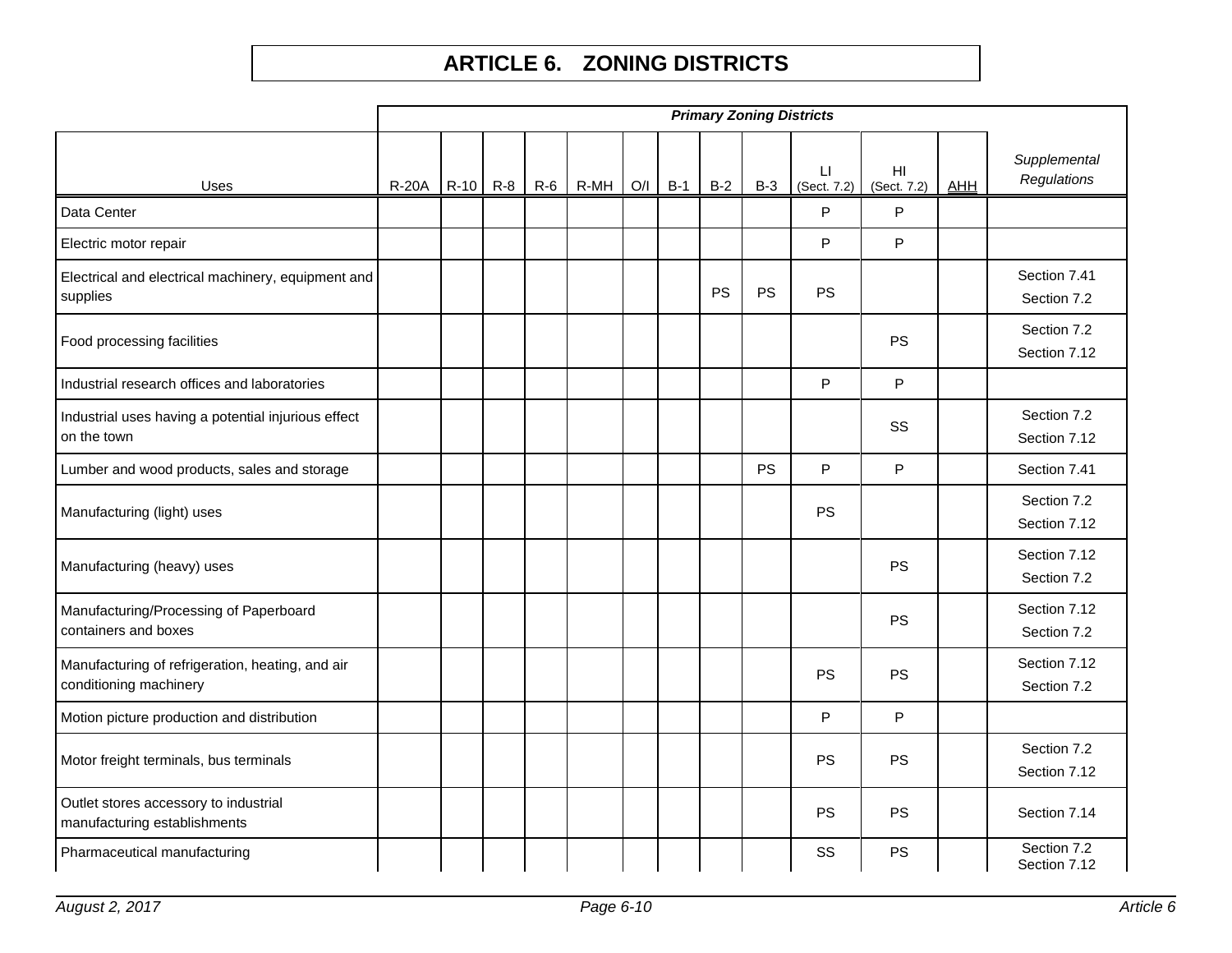# ARTICLE 6. ZONING DISTRICTS

| | *Primary Zoning Districts* | | | | | | | | | | | | |
|---|---|---|---|---|---|---|---|---|---|---|---|---|---|
| Uses | R-20A | R-10 | R-8 | R-6 | R-MH | O/I | B-1 | B-2 | B-3 | LI (Sect. 7.2) | HI (Sect. 7.2) | AHH | *Supplemental Regulations* |
| Data Center | | | | | | | | | | P | P | | |
| Electric motor repair | | | | | | | | | | P | P | | |
| Electrical and electrical machinery, equipment and supplies | | | | | | | | PS | PS | PS | | | Section 7.41 Section 7.2 |
| Food processing facilities | | | | | | | | | | | PS | | Section 7.2 Section 7.12 |
| Industrial research offices and laboratories | | | | | | | | | | P | P | | |
| Industrial uses having a potential injurious effect on the town | | | | | | | | | | | SS | | Section 7.2 Section 7.12 |
| Lumber and wood products, sales and storage | | | | | | | | | PS | P | P | | Section 7.41 |
| Manufacturing (light) uses | | | | | | | | | | PS | | | Section 7.2 Section 7.12 |
| Manufacturing (heavy) uses | | | | | | | | | | | PS | | Section 7.12 Section 7.2 |
| Manufacturing/Processing of Paperboard containers and boxes | | | | | | | | | | | PS | | Section 7.12 Section 7.2 |
| Manufacturing of refrigeration, heating, and air conditioning machinery | | | | | | | | | | PS | PS | | Section 7.12 Section 7.2 |
| Motion picture production and distribution | | | | | | | | | | P | P | | |
| Motor freight terminals, bus terminals | | | | | | | | | | PS | PS | | Section 7.2 Section 7.12 |
| Outlet stores accessory to industrial manufacturing establishments | | | | | | | | | | PS | PS | | Section 7.14 |
| Pharmaceutical manufacturing | | | | | | | | | | SS | PS | | Section 7.2 Section 7.12 |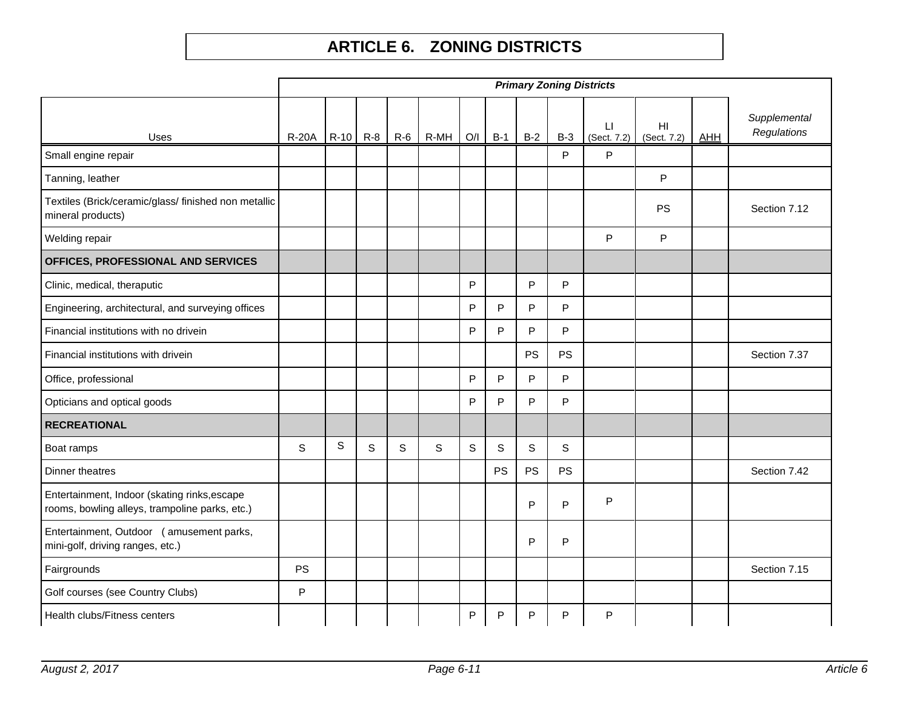# ARTICLE 6. ZONING DISTRICTS

| | Primary Zoning Districts | | | | | | | | | | | | |
|---|---|---|---|---|---|---|---|---|---|---|---|---|---|
| Uses | R-20A | R-10 | R-8 | R-6 | R-MH | O/I | B-1 | B-2 | B-3 | LI (Sect. 7.2) | HI (Sect. 7.2) | AHH | Supplemental Regulations |
| Small engine repair | | | | | | | | | P | P | | | |
| Tanning, leather | | | | | | | | | | | P | | |
| Textiles (Brick/ceramic/glass/ finished non metallic mineral products) | | | | | | | | | | | PS | | Section 7.12 |
| Welding repair | | | | | | | | | | P | P | | |
| **OFFICES, PROFESSIONAL AND SERVICES** | | | | | | | | | | | | | |
| Clinic, medical, theraputic | | | | | | P | | P | P | | | | |
| Engineering, architectural, and surveying offices | | | | | | P | P | P | P | | | | |
| Financial institutions with no drivein | | | | | | P | P | P | P | | | | |
| Financial institutions with drivein | | | | | | | | PS | PS | | | | Section 7.37 |
| Office, professional | | | | | | P | P | P | P | | | | |
| Opticians and optical goods | | | | | | P | P | P | P | | | | |
| **RECREATIONAL** | | | | | | | | | | | | | |
| Boat ramps | S | S | S | S | S | S | S | S | S | | | | |
| Dinner theatres | | | | | | | PS | PS | PS | | | | Section 7.42 |
| Entertainment, Indoor (skating rinks,escape rooms, bowling alleys, trampoline parks, etc.) | | | | | | | | P | P | P | | | |
| Entertainment, Outdoor ( amusement parks, mini-golf, driving ranges, etc.) | | | | | | | | P | P | | | | |
| Fairgrounds | PS | | | | | | | | | | | | Section 7.15 |
| Golf courses (see Country Clubs) | P | | | | | | | | | | | | |
| Health clubs/Fitness centers | | | | | | P | P | P | P | P | | | |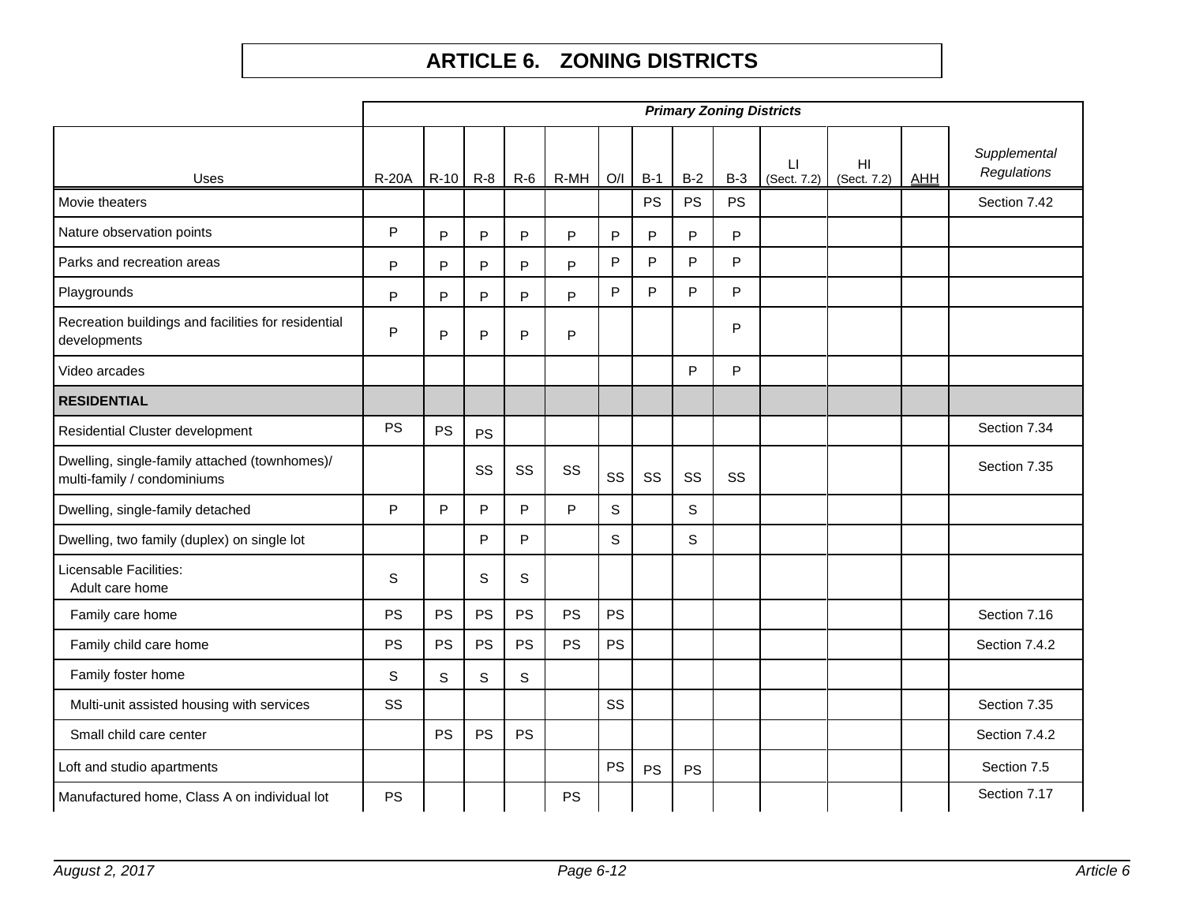# ARTICLE 6. ZONING DISTRICTS

| Uses | R-20A | R-10 | R-8 | R-6 | R-MH | O/I | B-1 | B-2 | B-3 | LI (Sect. 7.2) | HI (Sect. 7.2) | AHH | *Supplemental Regulations* |
|---|---|---|---|---|---|---|---|---|---|---|---|---|---|
| | *Primary Zoning Districts* | | | | | | | | | | | | |
| Movie theaters | | | | | | | PS | PS | PS | | | | Section 7.42 |
| Nature observation points | P | P | P | P | P | P | P | P | P | | | | |
| Parks and recreation areas | P | P | P | P | P | P | P | P | P | | | | |
| Playgrounds | P | P | P | P | P | P | P | P | P | | | | |
| Recreation buildings and facilities for residential developments | P | P | P | P | P | | | | P | | | | |
| Video arcades | | | | | | | | P | P | | | | |
| **RESIDENTIAL** | | | | | | | | | | | | | |
| Residential Cluster development | PS | PS | PS | | | | | | | | | | Section 7.34 |
| Dwelling, single-family attached (townhomes)/ multi-family / condominiums | | | SS | SS | SS | SS | SS | SS | SS | | | | Section 7.35 |
| Dwelling, single-family detached | P | P | P | P | P | S | | S | | | | | |
| Dwelling, two family (duplex) on single lot | | | P | P | | S | | S | | | | | |
| Licensable Facilities: Adult care home | S | | S | S | | | | | | | | | |
| Family care home | PS | PS | PS | PS | PS | PS | | | | | | | Section 7.16 |
| Family child care home | PS | PS | PS | PS | PS | PS | | | | | | | Section 7.4.2 |
| Family foster home | S | S | S | S | | | | | | | | | |
| Multi-unit assisted housing with services | SS | | | | | SS | | | | | | | Section 7.35 |
| Small child care center | | PS | PS | PS | | | | | | | | | Section 7.4.2 |
| Loft and studio apartments | | | | | | PS | PS | PS | | | | | Section 7.5 |
| Manufactured home, Class A on individual lot | PS | | | | PS | | | | | | | | Section 7.17 |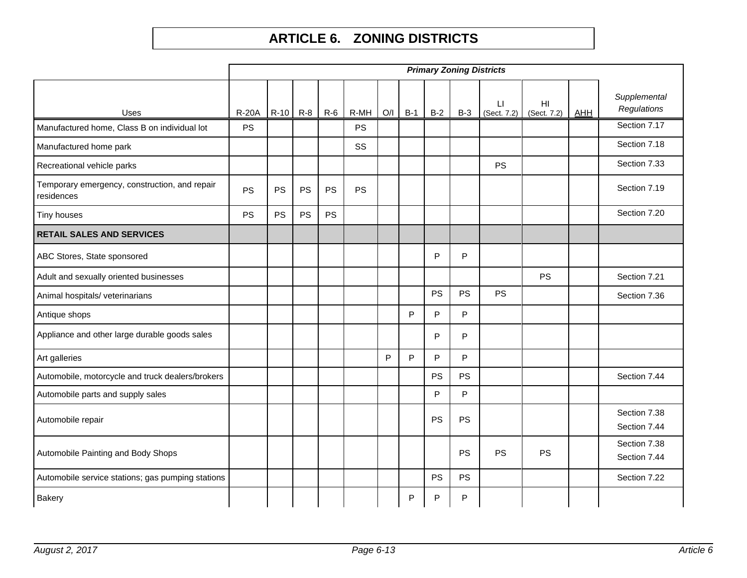# ARTICLE 6. ZONING DISTRICTS

| | Primary Zoning Districts | | | | | | | | | | | | |
|---|---|---|---|---|---|---|---|---|---|---|---|---|---|
| Uses | R-20A | R-10 | R-8 | R-6 | R-MH | O/I | B-1 | B-2 | B-3 | LI (Sect. 7.2) | HI (Sect. 7.2) | AHH | *Supplemental Regulations* |
| Manufactured home, Class B on individual lot | PS | | | | PS | | | | | | | | Section 7.17 |
| Manufactured home park | | | | | SS | | | | | | | | Section 7.18 |
| Recreational vehicle parks | | | | | | | | | | PS | | | Section 7.33 |
| Temporary emergency, construction, and repair residences | PS | PS | PS | PS | PS | | | | | | | | Section 7.19 |
| Tiny houses | PS | PS | PS | PS | | | | | | | | | Section 7.20 |
| **RETAIL SALES AND SERVICES** | | | | | | | | | | | | | |
| ABC Stores, State sponsored | | | | | | | | P | P | | | | |
| Adult and sexually oriented businesses | | | | | | | | | | | PS | | Section 7.21 |
| Animal hospitals/ veterinarians | | | | | | | | PS | PS | PS | | | Section 7.36 |
| Antique shops | | | | | | | P | P | P | | | | |
| Appliance and other large durable goods sales | | | | | | | | P | P | | | | |
| Art galleries | | | | | | P | P | P | P | | | | |
| Automobile, motorcycle and truck dealers/brokers | | | | | | | | PS | PS | | | | Section 7.44 |
| Automobile parts and supply sales | | | | | | | | P | P | | | | |
| Automobile repair | | | | | | | | PS | PS | | | | Section 7.38<br>Section 7.44 |
| Automobile Painting and Body Shops | | | | | | | | | PS | PS | PS | | Section 7.38<br>Section 7.44 |
| Automobile service stations; gas pumping stations | | | | | | | | PS | PS | | | | Section 7.22 |
| Bakery | | | | | | | P | P | P | | | | |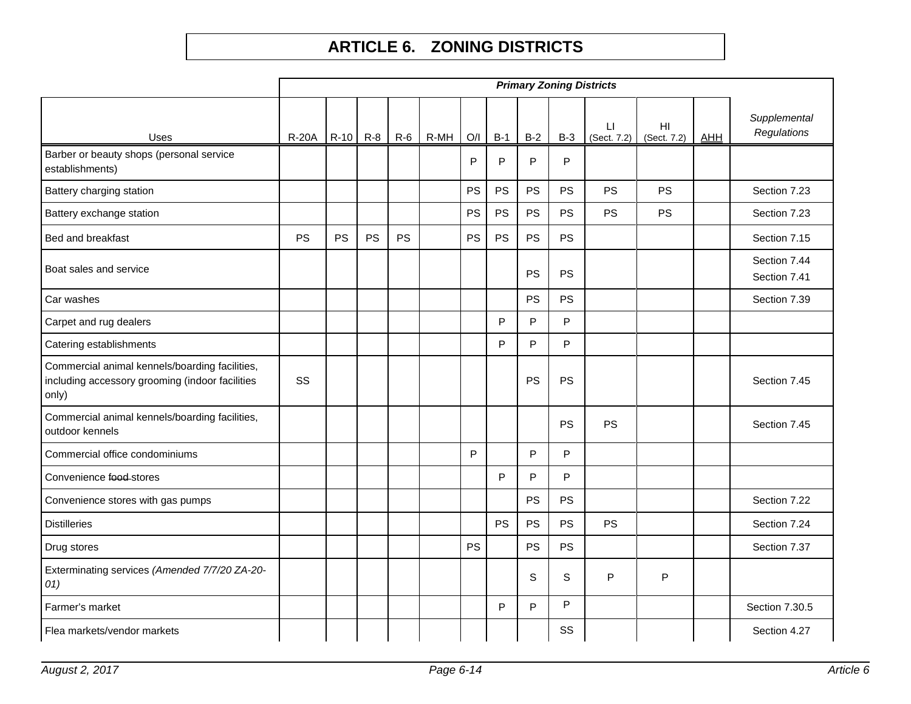# ARTICLE 6. ZONING DISTRICTS

| | Primary Zoning Districts | | | | | | | | | | | | |
|---|---|---|---|---|---|---|---|---|---|---|---|---|---|
| Uses | R-20A | R-10 | R-8 | R-6 | R-MH | O/I | B-1 | B-2 | B-3 | LI (Sect. 7.2) | HI (Sect. 7.2) | AHH | *Supplemental Regulations* |
| Barber or beauty shops (personal service establishments) | | | | | | P | P | P | P | | | | |
| Battery charging station | | | | | | PS | PS | PS | PS | PS | PS | | Section 7.23 |
| Battery exchange station | | | | | | PS | PS | PS | PS | PS | PS | | Section 7.23 |
| Bed and breakfast | PS | PS | PS | PS | | PS | PS | PS | PS | | | | Section 7.15 |
| Boat sales and service | | | | | | | | PS | PS | | | | Section 7.44 Section 7.41 |
| Car washes | | | | | | | | PS | PS | | | | Section 7.39 |
| Carpet and rug dealers | | | | | | | P | P | P | | | | |
| Catering establishments | | | | | | | P | P | P | | | | |
| Commercial animal kennels/boarding facilities, including accessory grooming (indoor facilities only) | SS | | | | | | | PS | PS | | | | Section 7.45 |
| Commercial animal kennels/boarding facilities, outdoor kennels | | | | | | | | | PS | PS | | | Section 7.45 |
| Commercial office condominiums | | | | | | P | | P | P | | | | |
| Convenience ~~food~~ stores | | | | | | | P | P | P | | | | |
| Convenience stores with gas pumps | | | | | | | | PS | PS | | | | Section 7.22 |
| Distilleries | | | | | | | PS | PS | PS | PS | | | Section 7.24 |
| Drug stores | | | | | | PS | | PS | PS | | | | Section 7.37 |
| Exterminating services *(Amended 7/7/20 ZA-20-01)* | | | | | | | | S | S | P | P | | |
| Farmer's market | | | | | | | P | P | P | | | | Section 7.30.5 |
| Flea markets/vendor markets | | | | | | | | | SS | | | | Section 4.27 |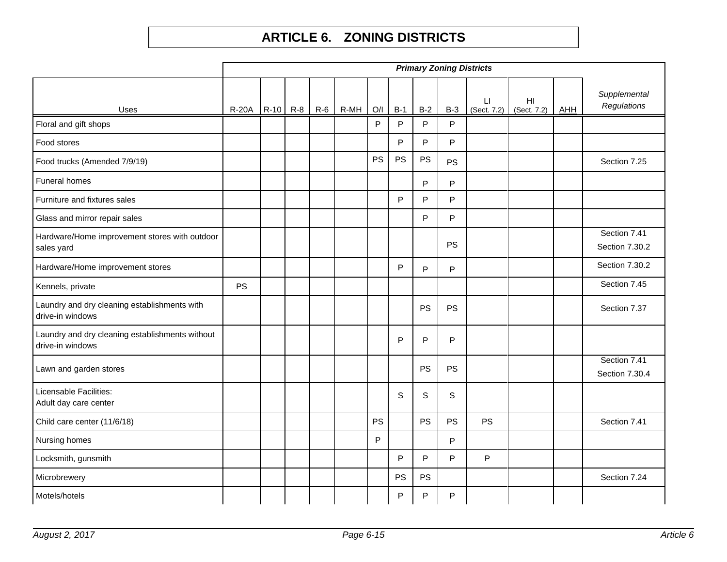# ARTICLE 6. ZONING DISTRICTS

| | Primary Zoning Districts | | | | | | | | | | | | |
|---|---|---|---|---|---|---|---|---|---|---|---|---|---|
| Uses | R-20A | R-10 | R-8 | R-6 | R-MH | O/I | B-1 | B-2 | B-3 | LI (Sect. 7.2) | HI (Sect. 7.2) | AHH | Supplemental Regulations |
| Floral and gift shops | | | | | | P | P | P | P | | | | |
| Food stores | | | | | | | P | P | P | | | | |
| Food trucks (Amended 7/9/19) | | | | | | PS | PS | PS | PS | | | | Section 7.25 |
| Funeral homes | | | | | | | | P | P | | | | |
| Furniture and fixtures sales | | | | | | | P | P | P | | | | |
| Glass and mirror repair sales | | | | | | | | P | P | | | | |
| Hardware/Home improvement stores with outdoor sales yard | | | | | | | | | PS | | | | Section 7.41 Section 7.30.2 |
| Hardware/Home improvement stores | | | | | | | P | P | P | | | | Section 7.30.2 |
| Kennels, private | PS | | | | | | | | | | | | Section 7.45 |
| Laundry and dry cleaning establishments with drive-in windows | | | | | | | | PS | PS | | | | Section 7.37 |
| Laundry and dry cleaning establishments without drive-in windows | | | | | | | P | P | P | | | | |
| Lawn and garden stores | | | | | | | | PS | PS | | | | Section 7.41 Section 7.30.4 |
| Licensable Facilities: Adult day care center | | | | | | | S | S | S | | | | |
| Child care center (11/6/18) | | | | | | PS | | PS | PS | PS | | | Section 7.41 |
| Nursing homes | | | | | | P | | | P | | | | |
| Locksmith, gunsmith | | | | | | | P | P | P | ~~P~~ | | | |
| Microbrewery | | | | | | | PS | PS | | | | | Section 7.24 |
| Motels/hotels | | | | | | | P | P | P | | | | |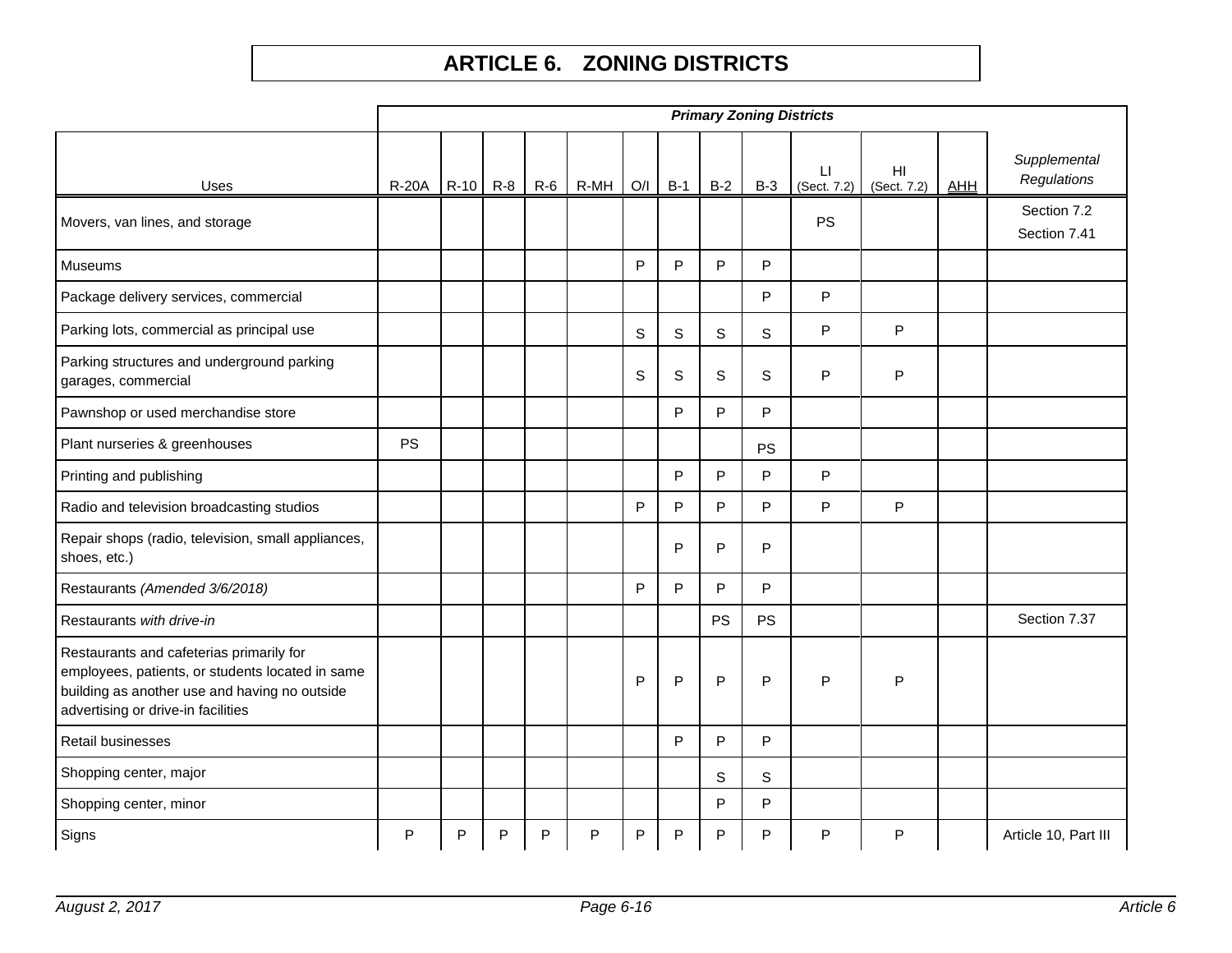# ARTICLE 6. ZONING DISTRICTS

| | *Primary Zoning Districts* | | | | | | | | | | | | |
|---|---|---|---|---|---|---|---|---|---|---|---|---|---|
| Uses | R-20A | R-10 | R-8 | R-6 | R-MH | O/I | B-1 | B-2 | B-3 | LI (Sect. 7.2) | HI (Sect. 7.2) | AHH | *Supplemental Regulations* |
| Movers, van lines, and storage | | | | | | | | | | PS | | | Section 7.2<br>Section 7.41 |
| Museums | | | | | | P | P | P | P | | | | |
| Package delivery services, commercial | | | | | | | | | P | P | | | |
| Parking lots, commercial as principal use | | | | | | S | S | S | S | P | P | | |
| Parking structures and underground parking garages, commercial | | | | | | S | S | S | S | P | P | | |
| Pawnshop or used merchandise store | | | | | | | P | P | P | | | | |
| Plant nurseries & greenhouses | PS | | | | | | | | PS | | | | |
| Printing and publishing | | | | | | | P | P | P | P | | | |
| Radio and television broadcasting studios | | | | | | P | P | P | P | P | P | | |
| Repair shops (radio, television, small appliances, shoes, etc.) | | | | | | | P | P | P | | | | |
| Restaurants *(Amended 3/6/2018)* | | | | | | P | P | P | P | | | | |
| Restaurants *with drive-in* | | | | | | | | PS | PS | | | | Section 7.37 |
| Restaurants and cafeterias primarily for employees, patients, or students located in same building as another use and having no outside advertising or drive-in facilities | | | | | | P | P | P | P | P | P | | |
| Retail businesses | | | | | | | P | P | P | | | | |
| Shopping center, major | | | | | | | | S | S | | | | |
| Shopping center, minor | | | | | | | | P | P | | | | |
| Signs | P | P | P | P | P | P | P | P | P | P | P | | Article 10, Part III |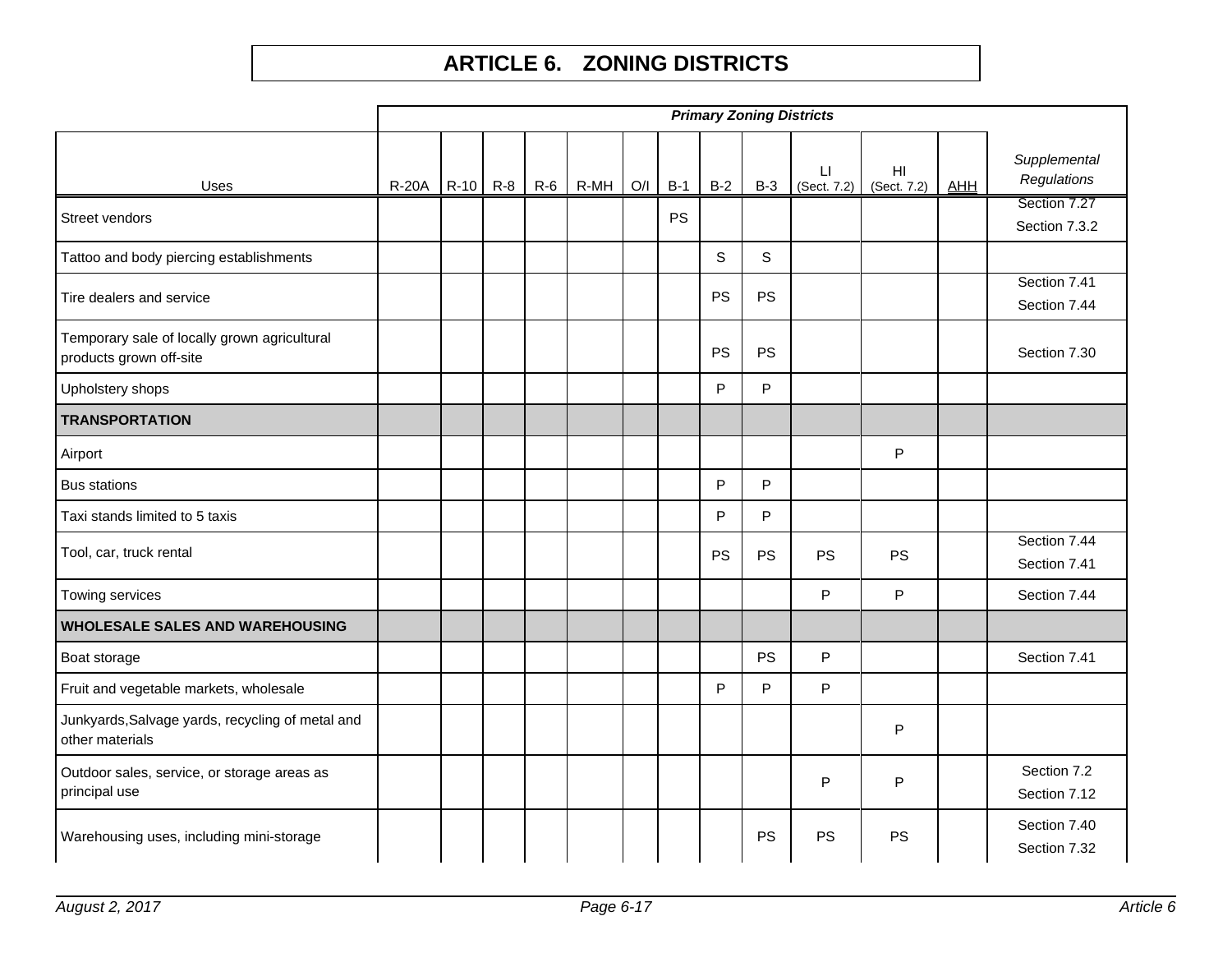# ARTICLE 6. ZONING DISTRICTS

| | Primary Zoning Districts | | | | | | | | | | | | |
|---|---|---|---|---|---|---|---|---|---|---|---|---|---|
| Uses | R-20A | R-10 | R-8 | R-6 | R-MH | O/I | B-1 | B-2 | B-3 | LI (Sect. 7.2) | HI (Sect. 7.2) | AHH | *Supplemental Regulations* |
| Street vendors | | | | | | | PS | | | | | | Section 7.27 Section 7.3.2 |
| Tattoo and body piercing establishments | | | | | | | | S | S | | | | |
| Tire dealers and service | | | | | | | | PS | PS | | | | Section 7.41 Section 7.44 |
| Temporary sale of locally grown agricultural products grown off-site | | | | | | | | PS | PS | | | | Section 7.30 |
| Upholstery shops | | | | | | | | P | P | | | | |
| **TRANSPORTATION** | | | | | | | | | | | | | |
| Airport | | | | | | | | | | | P | | |
| Bus stations | | | | | | | | P | P | | | | |
| Taxi stands limited to 5 taxis | | | | | | | | P | P | | | | |
| Tool, car, truck rental | | | | | | | | PS | PS | PS | PS | | Section 7.44 Section 7.41 |
| Towing services | | | | | | | | | | P | P | | Section 7.44 |
| **WHOLESALE SALES AND WAREHOUSING** | | | | | | | | | | | | | |
| Boat storage | | | | | | | | | PS | P | | | Section 7.41 |
| Fruit and vegetable markets, wholesale | | | | | | | | P | P | P | | | |
| Junkyards,Salvage yards, recycling of metal and other materials | | | | | | | | | | | P | | |
| Outdoor sales, service, or storage areas as principal use | | | | | | | | | | P | P | | Section 7.2 Section 7.12 |
| Warehousing uses, including mini-storage | | | | | | | | | PS | PS | PS | | Section 7.40 Section 7.32 |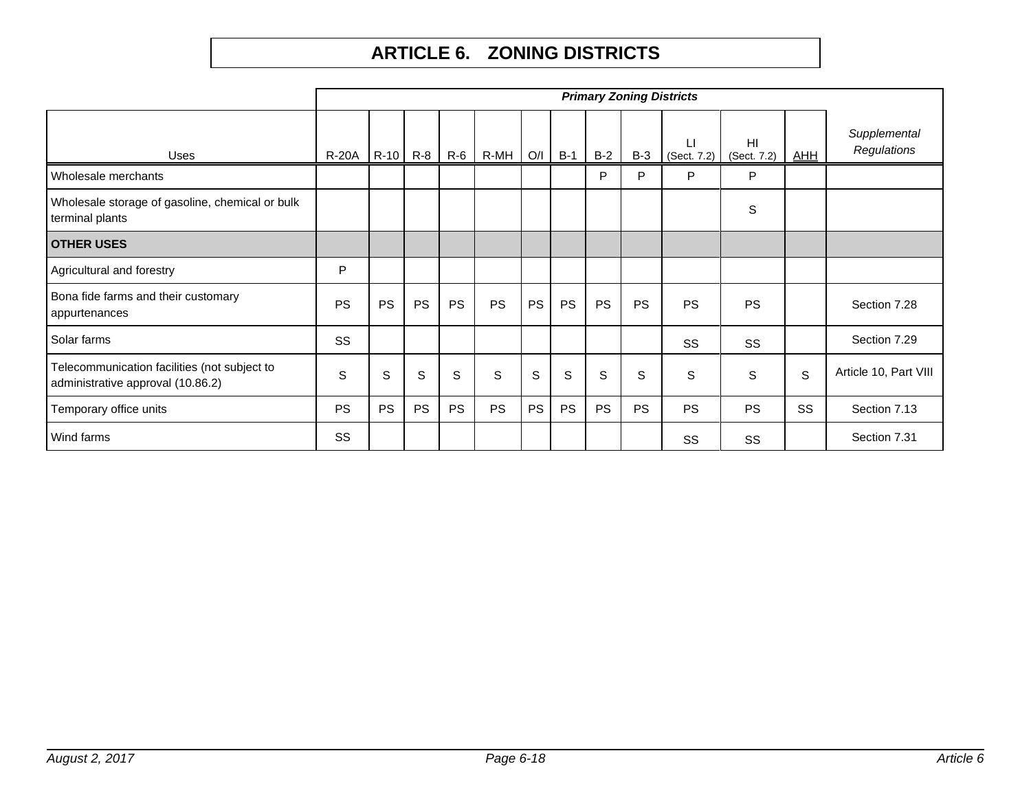# ARTICLE 6. ZONING DISTRICTS

| | Primary Zoning Districts | | | | | | | | | | | | |
|---|---|---|---|---|---|---|---|---|---|---|---|---|---|
| Uses | R-20A | R-10 | R-8 | R-6 | R-MH | O/I | B-1 | B-2 | B-3 | LI (Sect. 7.2) | HI (Sect. 7.2) | AHH | Supplemental Regulations |
| Wholesale merchants | | | | | | | | P | P | P | P | | |
| Wholesale storage of gasoline, chemical or bulk terminal plants | | | | | | | | | | | S | | |
| **OTHER USES** | | | | | | | | | | | | | |
| Agricultural and forestry | P | | | | | | | | | | | | |
| Bona fide farms and their customary appurtenances | PS | PS | PS | PS | PS | PS | PS | PS | PS | PS | PS | | Section 7.28 |
| Solar farms | SS | | | | | | | | | SS | SS | | Section 7.29 |
| Telecommunication facilities (not subject to administrative approval (10.86.2) | S | S | S | S | S | S | S | S | S | S | S | S | Article 10, Part VIII |
| Temporary office units | PS | PS | PS | PS | PS | PS | PS | PS | PS | PS | PS | SS | Section 7.13 |
| Wind farms | SS | | | | | | | | | SS | SS | | Section 7.31 |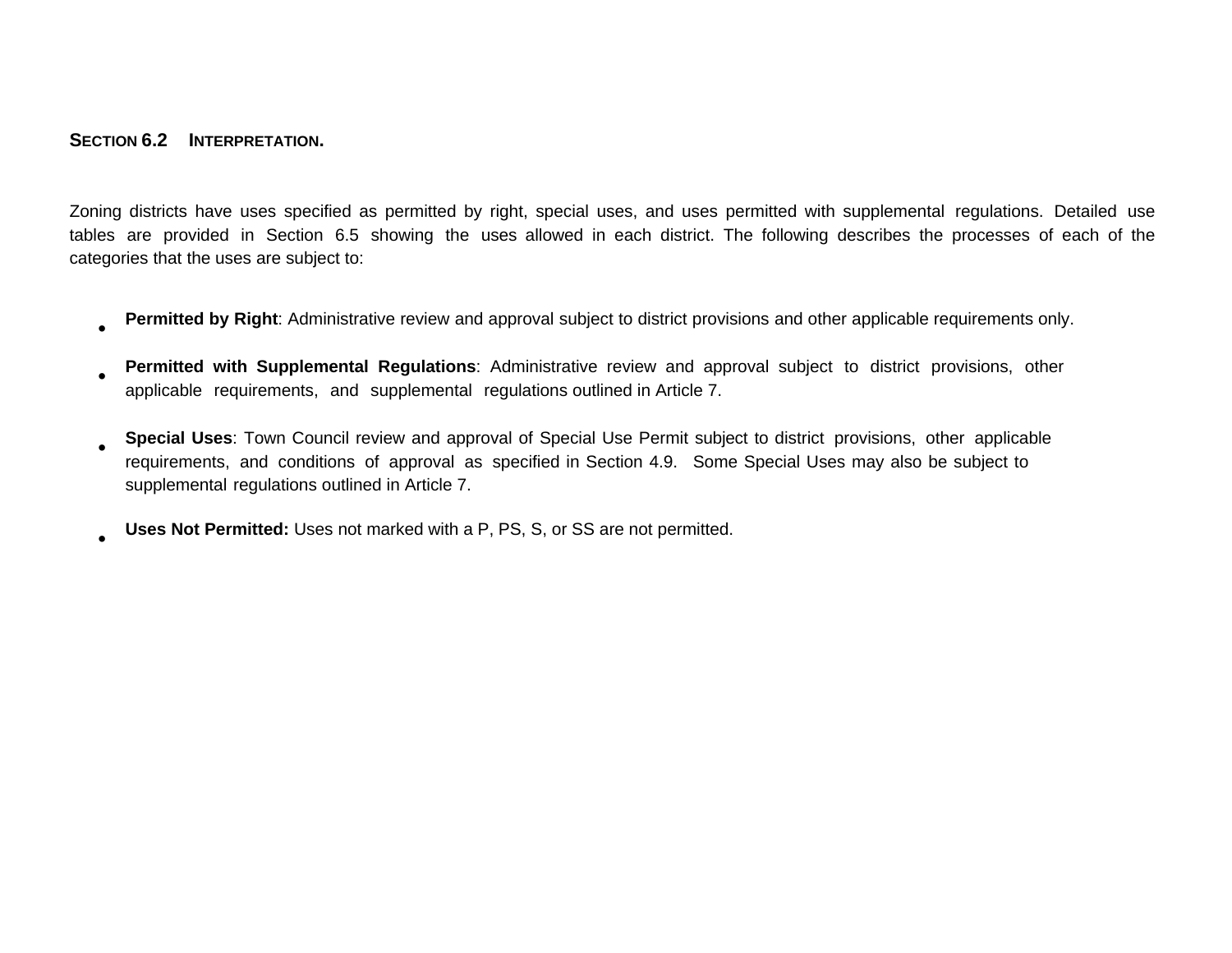## SECTION 6.2 INTERPRETATION.

Zoning districts have uses specified as permitted by right, special uses, and uses permitted with supplemental regulations. Detailed use tables are provided in Section 6.5 showing the uses allowed in each district. The following describes the processes of each of the categories that the uses are subject to:

- **Permitted by Right**: Administrative review and approval subject to district provisions and other applicable requirements only.
- **Permitted with Supplemental Regulations**: Administrative review and approval subject to district provisions, other applicable requirements, and supplemental regulations outlined in Article 7.
- **Special Uses**: Town Council review and approval of Special Use Permit subject to district provisions, other applicable requirements, and conditions of approval as specified in Section 4.9. Some Special Uses may also be subject to supplemental regulations outlined in Article 7.
- **Uses Not Permitted:** Uses not marked with a P, PS, S, or SS are not permitted.